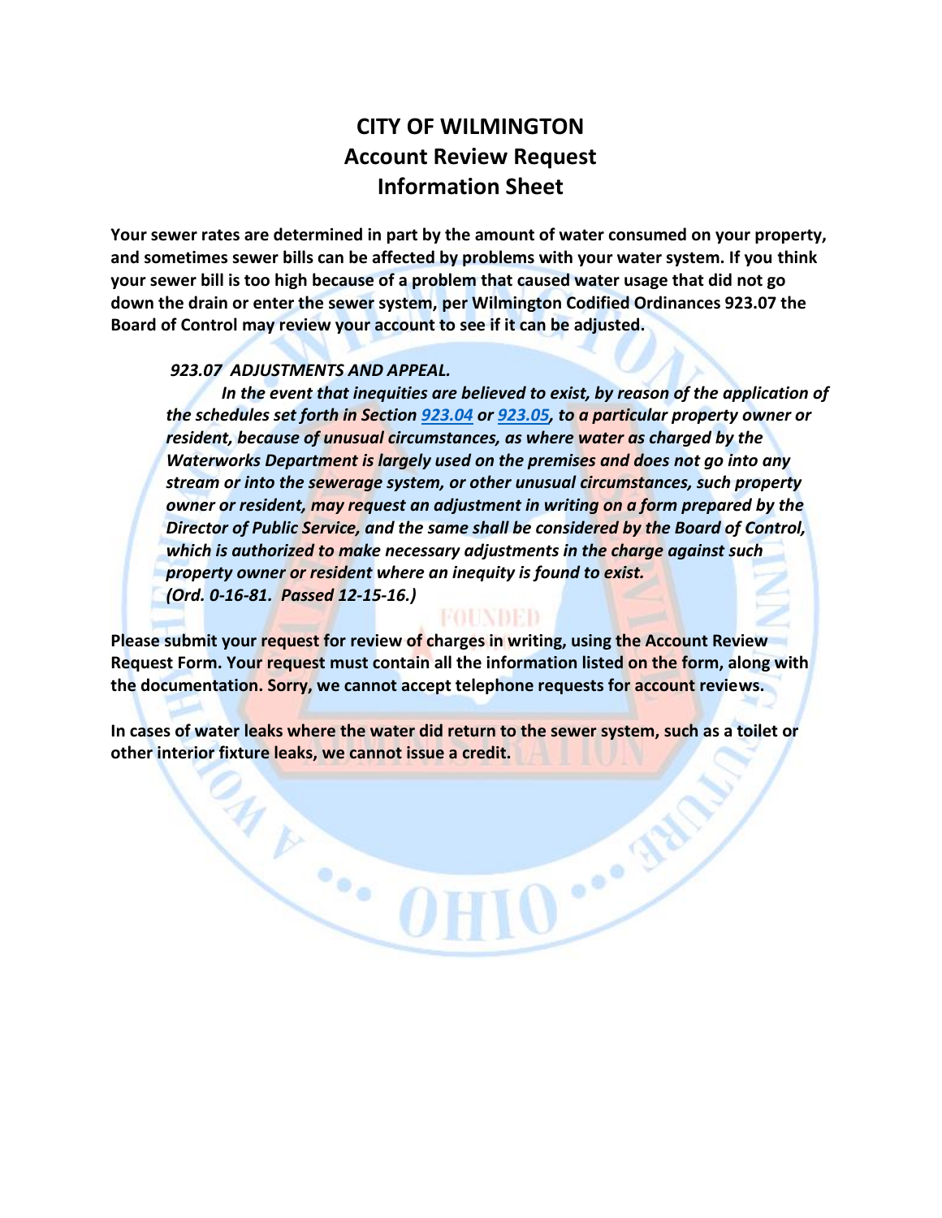# CITY OF WILMINGTON
## Account Review Request
## Information Sheet

**Your sewer rates are determined in part by the amount of water consumed on your property, and sometimes sewer bills can be affected by problems with your water system. If you think your sewer bill is too high because of a problem that caused water usage that did not go down the drain or enter the sewer system, per Wilmington Codified Ordinances 923.07 the Board of Control may review your account to see if it can be adjusted.**

> ***923.07 ADJUSTMENTS AND APPEAL.***
>
> ***In the event that inequities are believed to exist, by reason of the application of the schedules set forth in Section 923.04 or 923.05, to a particular property owner or resident, because of unusual circumstances, as where water as charged by the Waterworks Department is largely used on the premises and does not go into any stream or into the sewerage system, or other unusual circumstances, such property owner or resident, may request an adjustment in writing on a form prepared by the Director of Public Service, and the same shall be considered by the Board of Control, which is authorized to make necessary adjustments in the charge against such property owner or resident where an inequity is found to exist.***
> ***(Ord. 0-16-81. Passed 12-15-16.)***

**Please submit your request for review of charges in writing, using the Account Review Request Form. Your request must contain all the information listed on the form, along with the documentation. Sorry, we cannot accept telephone requests for account reviews.**

**In cases of water leaks where the water did return to the sewer system, such as a toilet or other interior fixture leaks, we cannot issue a credit.**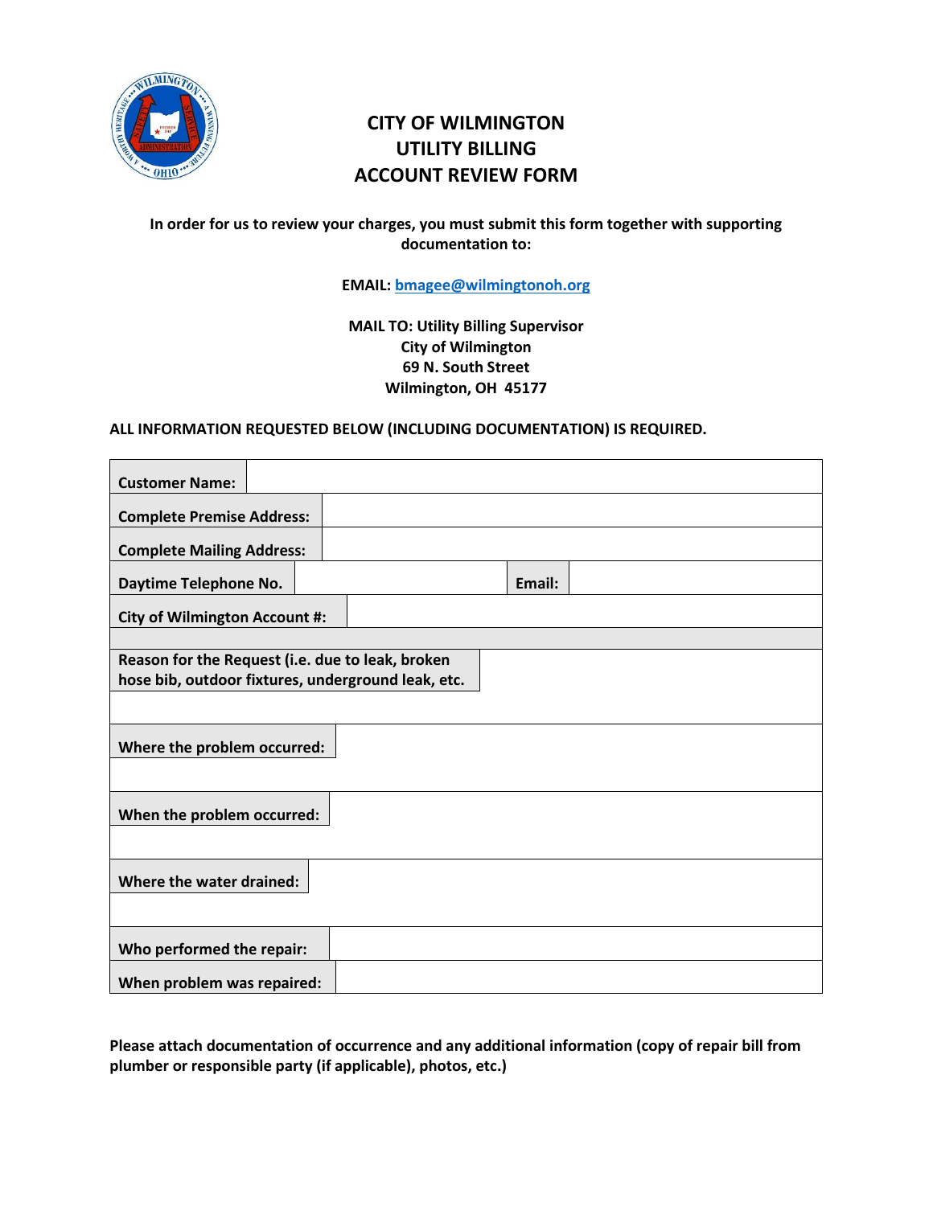# CITY OF WILMINGTON
# UTILITY BILLING
# ACCOUNT REVIEW FORM

**In order for us to review your charges, you must submit this form together with supporting documentation to:**

**EMAIL: bmagee@wilmingtonoh.org**

**MAIL TO: Utility Billing Supervisor**
**City of Wilmington**
**69 N. South Street**
**Wilmington, OH 45177**

**ALL INFORMATION REQUESTED BELOW (INCLUDING DOCUMENTATION) IS REQUIRED.**

| | | | |
|---|---|---|---|
| **Customer Name:** | | | |
| **Complete Premise Address:** | | | |
| **Complete Mailing Address:** | | | |
| **Daytime Telephone No.** | | **Email:** | |
| **City of Wilmington Account #:** | | | |
| | | | |
| **Reason for the Request (i.e. due to leak, broken hose bib, outdoor fixtures, underground leak, etc.** | | | |
| **Where the problem occurred:** | | | |
| **When the problem occurred:** | | | |
| **Where the water drained:** | | | |
| **Who performed the repair:** | | | |
| **When problem was repaired:** | | | |

**Please attach documentation of occurrence and any additional information (copy of repair bill from plumber or responsible party (if applicable), photos, etc.)**